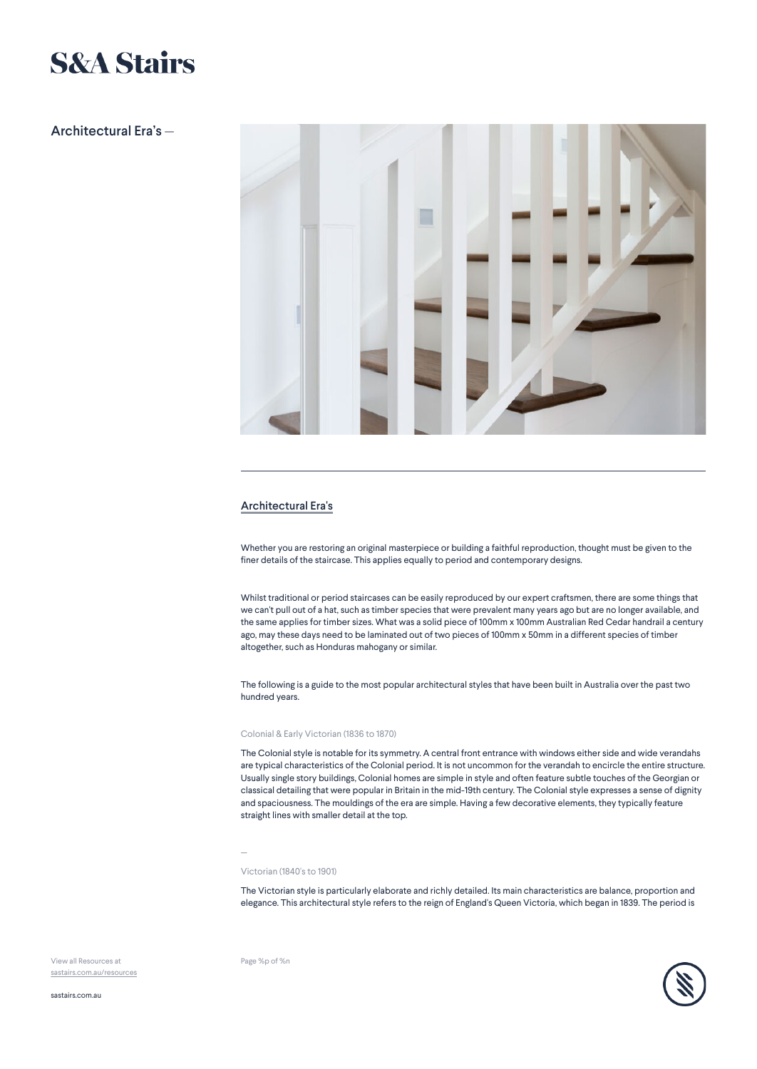# S&A Stairs

Architectural Era's —

## Architectural Era's

Whether you are restoring an original masterpiece or building a faithful reproduction, thought must be given to the finer details of the staircase. This applies equally to period and contemporary designs.

Whilst traditional or period staircases can be easily reproduced by our expert craftsmen, there are some things that we can't pull out of a hat, such as timber species that were prevalent many years ago but are no longer available, and the same applies for timber sizes. What was a solid piece of 100mm x 100mm Australian Red Cedar handrail a century ago, may these days need to be laminated out of two pieces of 100mm x 50mm in a different species of timber altogether, such as Honduras mahogany or similar.

The following is a guide to the most popular architectural styles that have been built in Australia over the past two hundred years.

### Colonial & Early Victorian (1836 to 1870)

The Colonial style is notable for its symmetry. A central front entrance with windows either side and wide verandahs are typical characteristics of the Colonial period. It is not uncommon for the verandah to encircle the entire structure. Usually single story buildings, Colonial homes are simple in style and often feature subtle touches of the Georgian or classical detailing that were popular in Britain in the mid-19th century. The Colonial style expresses a sense of dignity and spaciousness. The mouldings of the era are simple. Having a few decorative elements, they typically feature straight lines with smaller detail at the top.

—

### Victorian (1840's to 1901)

The Victorian style is particularly elaborate and richly detailed. Its main characteristics are balance, proportion and elegance. This architectural style refers to the reign of England's Queen Victoria, which began in 1839. The period is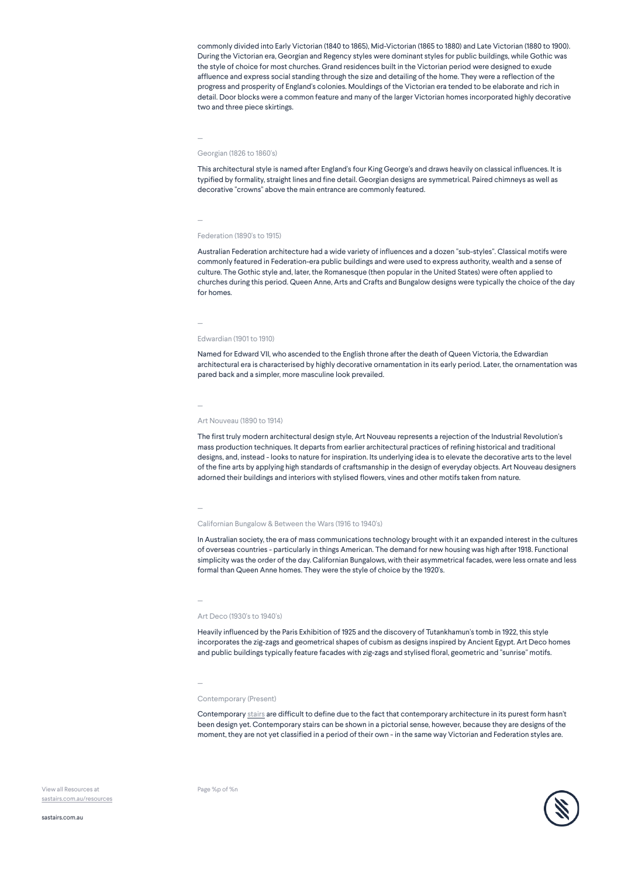commonly divided into Early Victorian (1840 to 1865), Mid-Victorian (1865 to 1880) and Late Victorian (1880 to 1900). During the Victorian era, Georgian and Regency styles were dominant styles for public buildings, while Gothic was the style of choice for most churches. Grand residences built in the Victorian period were designed to exude affluence and express social standing through the size and detailing of the home. They were a reflection of the progress and prosperity of England's colonies. Mouldings of the Victorian era tended to be elaborate and rich in detail. Door blocks were a common feature and many of the larger Victorian homes incorporated highly decorative two and three piece skirtings.

—

### Georgian (1826 to 1860's)

This architectural style is named after England's four King George's and draws heavily on classical influences. It is typified by formality, straight lines and fine detail. Georgian designs are symmetrical. Paired chimneys as well as decorative "crowns" above the main entrance are commonly featured.

—

### Federation (1890's to 1915)

Australian Federation architecture had a wide variety of influences and a dozen "sub-styles". Classical motifs were commonly featured in Federation-era public buildings and were used to express authority, wealth and a sense of culture. The Gothic style and, later, the Romanesque (then popular in the United States) were often applied to churches during this period. Queen Anne, Arts and Crafts and Bungalow designs were typically the choice of the day for homes.

—

### Edwardian (1901 to 1910)

Named for Edward VII, who ascended to the English throne after the death of Queen Victoria, the Edwardian architectural era is characterised by highly decorative ornamentation in its early period. Later, the ornamentation was pared back and a simpler, more masculine look prevailed.

—

### Art Nouveau (1890 to 1914)

The first truly modern architectural design style, Art Nouveau represents a rejection of the Industrial Revolution's mass production techniques. It departs from earlier architectural practices of refining historical and traditional designs, and, instead - looks to nature for inspiration. Its underlying idea is to elevate the decorative arts to the level of the fine arts by applying high standards of craftsmanship in the design of everyday objects. Art Nouveau designers adorned their buildings and interiors with stylised flowers, vines and other motifs taken from nature.

—

### Californian Bungalow & Between the Wars (1916 to 1940's)

In Australian society, the era of mass communications technology brought with it an expanded interest in the cultures of overseas countries - particularly in things American. The demand for new housing was high after 1918. Functional simplicity was the order of the day. Californian Bungalows, with their asymmetrical facades, were less ornate and less formal than Queen Anne homes. They were the style of choice by the 1920's.

—

### Art Deco (1930's to 1940's)

Heavily influenced by the Paris Exhibition of 1925 and the discovery of Tutankhamun's tomb in 1922, this style incorporates the zig-zags and geometrical shapes of cubism as designs inspired by Ancient Egypt. Art Deco homes and public buildings typically feature facades with zig-zags and stylised floral, geometric and "sunrise" motifs.

—

### Contemporary (Present)

Contemporary [stairs](stairs) are difficult to define due to the fact that contemporary architecture in its purest form hasn't been design yet. Contemporary stairs can be shown in a pictorial sense, however, because they are designs of the moment, they are not yet classified in a period of their own - in the same way Victorian and Federation styles are.

View all Resources at sastairs.com.au/resources

sastairs.com.au